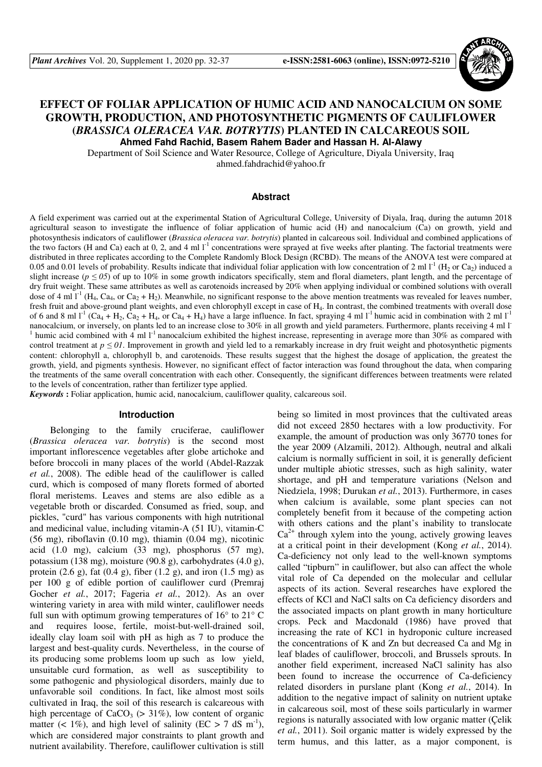# EFFECT OF FOLIAR APPLICATION OF HUMIC ACID AND NANOCALCIUM ON SOME GROWTH, PRODUCTION, AND PHOTOSYNTHETIC PIGMENTS OF CAULIFLOWER (*BRASSICA OLERACEA VAR. BOTRYTIS*) PLANTED IN CALCAREOUS SOIL

**Ahmed Fahd Rachid, Basem Rahem Bader and Hassan H. Al-Alawy**

Department of Soil Science and Water Resource, College of Agriculture, Diyala University, Iraq

ahmed.fahdrachid@yahoo.fr

## Abstract

A field experiment was carried out at the experimental Station of Agricultural College, University of Diyala, Iraq, during the autumn 2018 agricultural season to investigate the influence of foliar application of humic acid (H) and nanocalcium (Ca) on growth, yield and photosynthesis indicators of cauliflower (*Brassica oleracea var. botrytis*) planted in calcareous soil. Individual and combined applications of the two factors (H and Ca) each at 0, 2, and 4 ml $l^{-1}$ concentrations were sprayed at five weeks after planting. The factorial treatments were distributed in three replicates according to the Complete Randomly Block Design (RCBD). The means of the ANOVA test were compared at 0.05 and 0.01 levels of probability. Results indicate that individual foliar application with low concentration of 2 ml $l^{-1}$ ($H_2$ or $Ca_2$) induced a slight increase ($p \leq 05$) of up to 10% in some growth indicators specifically, stem and floral diameters, plant length, and the percentage of dry fruit weight. These same attributes as well as carotenoids increased by 20% when applying individual or combined solutions with overall dose of 4 ml $l^{-1}$ ($H_4$, $Ca_4$, or $Ca_2 + H_2$). Meanwhile, no significant response to the above mention treatments was revealed for leaves number, fresh fruit and above-ground plant weights, and even chlorophyll except in case of $H_4$. In contrast, the combined treatments with overall dose of 6 and 8 ml $l^{-1}$ ($Ca_4 + H_2$, $Ca_2 + H_4$, or $Ca_4 + H_4$) have a large influence. In fact, spraying 4 ml $l^{-1}$ humic acid in combination with 2 ml $l^{-1}$ nanocalcium, or inversely, on plants led to an increase close to 30% in all growth and yield parameters. Furthermore, plants receiving 4 ml $l^{-1}$ humic acid combined with 4 ml $l^{-1}$ nanocalcium exhibited the highest increase, representing in average more than 30% as compared with control treatment at $p \leq 01$. Improvement in growth and yield led to a remarkably increase in dry fruit weight and photosynthetic pigments content: chlorophyll a, chlorophyll b, and carotenoids. These results suggest that the highest the dosage of application, the greatest the growth, yield, and pigments synthesis. However, no significant effect of factor interaction was found throughout the data, when comparing the treatments of the same overall concentration with each other. Consequently, the significant differences between treatments were related to the levels of concentration, rather than fertilizer type applied.

***Keywords*** **:** Foliar application, humic acid, nanocalcium, cauliflower quality, calcareous soil.

## Introduction

Belonging to the family cruciferae, cauliflower (*Brassica oleracea var. botrytis*) is the second most important inflorescence vegetables after globe artichoke and before broccoli in many places of the world (Abdel-Razzak *et al.*, 2008). The edible head of the cauliflower is called curd, which is composed of many florets formed of aborted floral meristems. Leaves and stems are also edible as a vegetable broth or discarded. Consumed as fried, soup, and pickles, "curd" has various components with high nutritional and medicinal value, including vitamin-A (51 IU), vitamin-C (56 mg), riboflavin (0.10 mg), thiamin (0.04 mg), nicotinic acid (1.0 mg), calcium (33 mg), phosphorus (57 mg), potassium (138 mg), moisture (90.8 g), carbohydrates (4.0 g), protein (2.6 g), fat (0.4 g), fiber (1.2 g), and iron (1.5 mg) as per 100 g of edible portion of cauliflower curd (Premraj Gocher *et al.*, 2017; Fageria *et al.*, 2012). As an over wintering variety in area with mild winter, cauliflower needs full sun with optimum growing temperatures of 16° to 21° C and requires loose, fertile, moist-but-well-drained soil, ideally clay loam soil with pH as high as 7 to produce the largest and best-quality curds. Nevertheless, in the course of its producing some problems loom up such as low yield, unsuitable curd formation, as well as susceptibility to some pathogenic and physiological disorders, mainly due to unfavorable soil conditions. In fact, like almost most soils cultivated in Iraq, the soil of this research is calcareous with high percentage of $CaCO_3$ (> 31%), low content of organic matter (< 1%), and high level of salinity (EC > 7 dS $m^{-1}$), which are considered major constraints to plant growth and nutrient availability. Therefore, cauliflower cultivation is still being so limited in most provinces that the cultivated areas did not exceed 2850 hectares with a low productivity. For example, the amount of production was only 36770 tones for the year 2009 (Alzamili, 2012). Although, neutral and alkali calcium is normally sufficient in soil, it is generally deficient under multiple abiotic stresses, such as high salinity, water shortage, and pH and temperature variations (Nelson and Niedziela, 1998; Durukan *et al.*, 2013). Furthermore, in cases when calcium is available, some plant species can not completely benefit from it because of the competing action with others cations and the plant's inability to translocate $Ca^{2+}$ through xylem into the young, actively growing leaves at a critical point in their development (Kong *et al.*, 2014). Ca-deficiency not only lead to the well-known symptoms called "tipburn" in cauliflower, but also can affect the whole vital role of Ca depended on the molecular and cellular aspects of its action. Several researches have explored the effects of KCl and NaCl salts on Ca deficiency disorders and the associated impacts on plant growth in many horticulture crops. Peck and Macdonald (1986) have proved that increasing the rate of KC1 in hydroponic culture increased the concentrations of K and Zn but decreased Ca and Mg in leaf blades of cauliflower, broccoli, and Brussels sprouts. In another field experiment, increased NaCl salinity has also been found to increase the occurrence of Ca-deficiency related disorders in purslane plant (Kong *et al.*, 2014). In addition to the negative impact of salinity on nutrient uptake in calcareous soil, most of these soils particularly in warmer regions is naturally associated with low organic matter (Çelik *et al.*, 2011). Soil organic matter is widely expressed by the term humus, and this latter, as a major component, is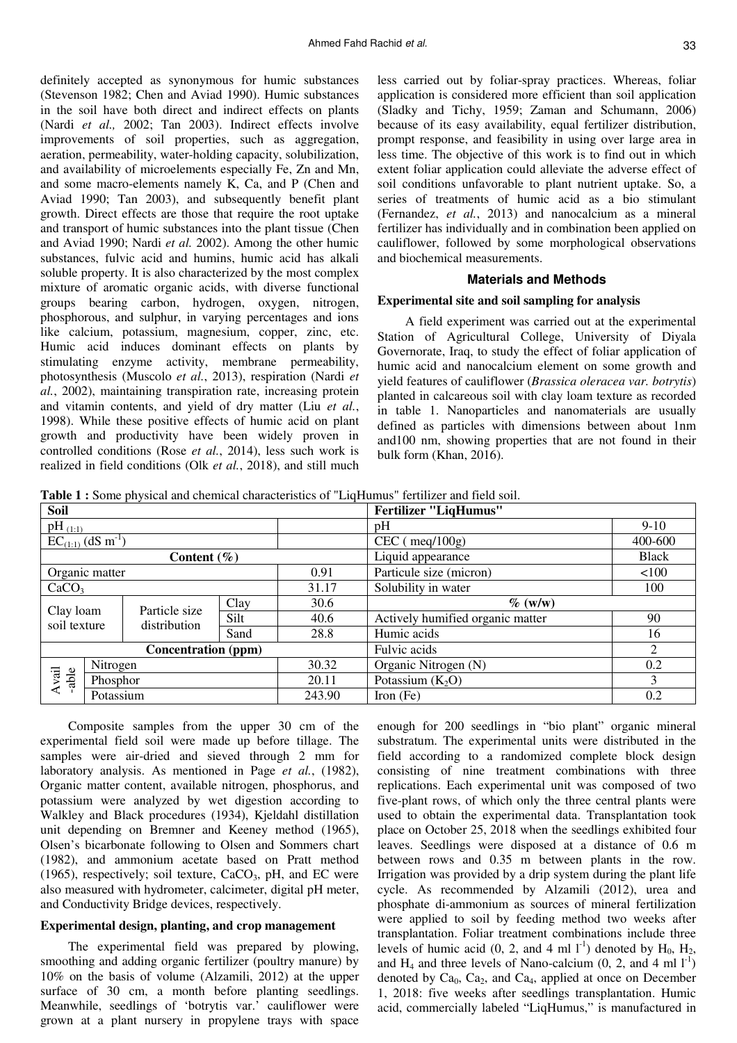definitely accepted as synonymous for humic substances (Stevenson 1982; Chen and Aviad 1990). Humic substances in the soil have both direct and indirect effects on plants (Nardi *et al.,* 2002; Tan 2003). Indirect effects involve improvements of soil properties, such as aggregation, aeration, permeability, water-holding capacity, solubilization, and availability of microelements especially Fe, Zn and Mn, and some macro-elements namely K, Ca, and P (Chen and Aviad 1990; Tan 2003), and subsequently benefit plant growth. Direct effects are those that require the root uptake and transport of humic substances into the plant tissue (Chen and Aviad 1990; Nardi *et al.* 2002). Among the other humic substances, fulvic acid and humins, humic acid has alkali soluble property. It is also characterized by the most complex mixture of aromatic organic acids, with diverse functional groups bearing carbon, hydrogen, oxygen, nitrogen, phosphorous, and sulphur, in varying percentages and ions like calcium, potassium, magnesium, copper, zinc, etc. Humic acid induces dominant effects on plants by stimulating enzyme activity, membrane permeability, photosynthesis (Muscolo *et al.*, 2013), respiration (Nardi *et al.*, 2002), maintaining transpiration rate, increasing protein and vitamin contents, and yield of dry matter (Liu *et al.*, 1998). While these positive effects of humic acid on plant growth and productivity have been widely proven in controlled conditions (Rose *et al.*, 2014), less such work is realized in field conditions (Olk *et al.*, 2018), and still much less carried out by foliar-spray practices. Whereas, foliar application is considered more efficient than soil application (Sladky and Tichy, 1959; Zaman and Schumann, 2006) because of its easy availability, equal fertilizer distribution, prompt response, and feasibility in using over large area in less time. The objective of this work is to find out in which extent foliar application could alleviate the adverse effect of soil conditions unfavorable to plant nutrient uptake. So, a series of treatments of humic acid as a bio stimulant (Fernandez, *et al.*, 2013) and nanocalcium as a mineral fertilizer has individually and in combination been applied on cauliflower, followed by some morphological observations and biochemical measurements.

## Materials and Methods

### Experimental site and soil sampling for analysis

A field experiment was carried out at the experimental Station of Agricultural College, University of Diyala Governorate, Iraq, to study the effect of foliar application of humic acid and nanocalcium element on some growth and yield features of cauliflower (*Brassica oleracea var. botrytis*) planted in calcareous soil with clay loam texture as recorded in table 1. Nanoparticles and nanomaterials are usually defined as particles with dimensions between about 1nm and100 nm, showing properties that are not found in their bulk form (Khan, 2016).

**Table 1 :** Some physical and chemical characteristics of "LiqHumus" fertilizer and field soil.

| **Soil** | | | | **Fertilizer "LiqHumus"** | |
|---|---|---|---|---|---|
| pH $_{(1:1)}$ | | | | pH | 9-10 |
| $EC_{(1:1)}$ (dS $m^{-1}$) | | | | CEC ( meq/100g) | 400-600 |
| **Content (%)** | | | | Liquid appearance | Black |
| Organic matter | | | 0.91 | Particule size (micron) | <100 |
| $CaCO_3$ | | | 31.17 | Solubility in water | 100 |
| Clay loam soil texture | Particle size distribution | Clay | 30.6 | **% (w/w)** | |
| | | Silt | 40.6 | Actively humified organic matter | 90 |
| | | Sand | 28.8 | Humic acids | 16 |
| **Concentration (ppm)** | | | | Fulvic acids | 2 |
| Avail-able | Nitrogen | | 30.32 | Organic Nitrogen (N) | 0.2 |
| | Phosphor | | 20.11 | Potassium ($K_2O$) | 3 |
| | Potassium | | 243.90 | Iron (Fe) | 0.2 |

Composite samples from the upper 30 cm of the experimental field soil were made up before tillage. The samples were air-dried and sieved through 2 mm for laboratory analysis. As mentioned in Page *et al.*, (1982), Organic matter content, available nitrogen, phosphorus, and potassium were analyzed by wet digestion according to Walkley and Black procedures (1934), Kjeldahl distillation unit depending on Bremner and Keeney method (1965), Olsen's bicarbonate following to Olsen and Sommers chart (1982), and ammonium acetate based on Pratt method (1965), respectively; soil texture, $CaCO_3$, pH, and EC were also measured with hydrometer, calcimeter, digital pH meter, and Conductivity Bridge devices, respectively.

### Experimental design, planting, and crop management

The experimental field was prepared by plowing, smoothing and adding organic fertilizer (poultry manure) by 10% on the basis of volume (Alzamili, 2012) at the upper surface of 30 cm, a month before planting seedlings. Meanwhile, seedlings of 'botrytis var.' cauliflower were grown at a plant nursery in propylene trays with space enough for 200 seedlings in "bio plant" organic mineral substratum. The experimental units were distributed in the field according to a randomized complete block design consisting of nine treatment combinations with three replications. Each experimental unit was composed of two five-plant rows, of which only the three central plants were used to obtain the experimental data. Transplantation took place on October 25, 2018 when the seedlings exhibited four leaves. Seedlings were disposed at a distance of 0.6 m between rows and 0.35 m between plants in the row. Irrigation was provided by a drip system during the plant life cycle. As recommended by Alzamili (2012), urea and phosphate di-ammonium as sources of mineral fertilization were applied to soil by feeding method two weeks after transplantation. Foliar treatment combinations include three levels of humic acid (0, 2, and 4 ml $l^{-1}$) denoted by $H_0$, $H_2$, and $H_4$ and three levels of Nano-calcium (0, 2, and 4 ml $l^{-1}$) denoted by $Ca_0$, $Ca_2$, and $Ca_4$, applied at once on December 1, 2018: five weeks after seedlings transplantation. Humic acid, commercially labeled "LiqHumus," is manufactured in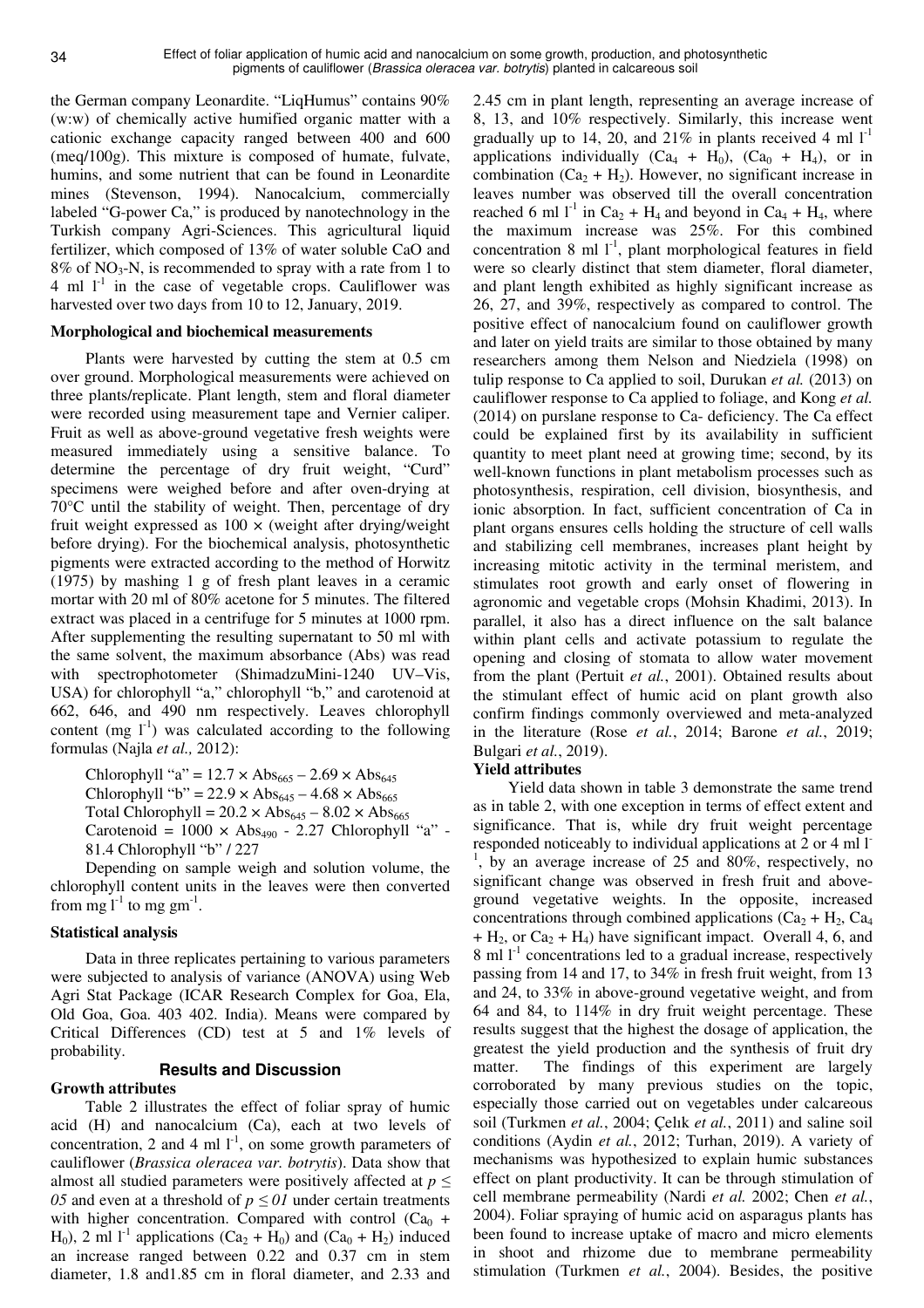the German company Leonardite. “LiqHumus” contains 90% (w:w) of chemically active humified organic matter with a cationic exchange capacity ranged between 400 and 600 (meq/100g). This mixture is composed of humate, fulvate, humins, and some nutrient that can be found in Leonardite mines (Stevenson, 1994). Nanocalcium, commercially labeled “G-power Ca,” is produced by nanotechnology in the Turkish company Agri-Sciences. This agricultural liquid fertilizer, which composed of 13% of water soluble CaO and 8% of $NO_3$-N, is recommended to spray with a rate from 1 to 4 ml $l^{-1}$ in the case of vegetable crops. Cauliflower was harvested over two days from 10 to 12, January, 2019.

**Morphological and biochemical measurements**

Plants were harvested by cutting the stem at 0.5 cm over ground. Morphological measurements were achieved on three plants/replicate. Plant length, stem and floral diameter were recorded using measurement tape and Vernier caliper. Fruit as well as above-ground vegetative fresh weights were measured immediately using a sensitive balance. To determine the percentage of dry fruit weight, “Curd” specimens were weighed before and after oven-drying at 70°C until the stability of weight. Then, percentage of dry fruit weight expressed as 100 × (weight after drying/weight before drying). For the biochemical analysis, photosynthetic pigments were extracted according to the method of Horwitz (1975) by mashing 1 g of fresh plant leaves in a ceramic mortar with 20 ml of 80% acetone for 5 minutes. The filtered extract was placed in a centrifuge for 5 minutes at 1000 rpm. After supplementing the resulting supernatant to 50 ml with the same solvent, the maximum absorbance (Abs) was read with spectrophotometer (ShimadzuMini-1240 UV–Vis, USA) for chlorophyll “a,” chlorophyll “b,” and carotenoid at 662, 646, and 490 nm respectively. Leaves chlorophyll content (mg $l^{-1}$) was calculated according to the following formulas (Najla *et al.,* 2012):

Chlorophyll “a” = $12.7 \times Abs_{665} - 2.69 \times Abs_{645}$

Chlorophyll “b” = $22.9 \times Abs_{645} - 4.68 \times Abs_{665}$

Total Chlorophyll = $20.2 \times Abs_{645} - 8.02 \times Abs_{665}$

Carotenoid = $1000 \times Abs_{490}$ - 2.27 Chlorophyll “a” - 81.4 Chlorophyll “b” / 227

Depending on sample weigh and solution volume, the chlorophyll content units in the leaves were then converted from mg $l^{-1}$ to mg $gm^{-1}$.

**Statistical analysis**

Data in three replicates pertaining to various parameters were subjected to analysis of variance (ANOVA) using Web Agri Stat Package (ICAR Research Complex for Goa, Ela, Old Goa, Goa. 403 402. India). Means were compared by Critical Differences (CD) test at 5 and 1% levels of probability.

## Results and Discussion

**Growth attributes**

Table 2 illustrates the effect of foliar spray of humic acid (H) and nanocalcium (Ca), each at two levels of concentration, 2 and 4 ml $l^{-1}$, on some growth parameters of cauliflower (*Brassica oleracea var. botrytis*). Data show that almost all studied parameters were positively affected at $p \leq 05$ and even at a threshold of $p \leq 01$ under certain treatments with higher concentration. Compared with control ($Ca_0$ + $H_0$), 2 ml $l^{-1}$ applications ($Ca_2$ + $H_0$) and ($Ca_0$ + $H_2$) induced an increase ranged between 0.22 and 0.37 cm in stem diameter, 1.8 and1.85 cm in floral diameter, and 2.33 and 2.45 cm in plant length, representing an average increase of 8, 13, and 10% respectively. Similarly, this increase went gradually up to 14, 20, and 21% in plants received 4 ml $l^{-1}$ applications individually ($Ca_4$ + $H_0$), ($Ca_0$ + $H_4$), or in combination ($Ca_2$ + $H_2$). However, no significant increase in leaves number was observed till the overall concentration reached 6 ml $l^{-1}$ in $Ca_2$ + $H_4$ and beyond in $Ca_4$ + $H_4$, where the maximum increase was 25%. For this combined concentration 8 ml $l^{-1}$, plant morphological features in field were so clearly distinct that stem diameter, floral diameter, and plant length exhibited as highly significant increase as 26, 27, and 39%, respectively as compared to control. The positive effect of nanocalcium found on cauliflower growth and later on yield traits are similar to those obtained by many researchers among them Nelson and Niedziela (1998) on tulip response to Ca applied to soil, Durukan *et al.* (2013) on cauliflower response to Ca applied to foliage, and Kong *et al.* (2014) on purslane response to Ca- deficiency. The Ca effect could be explained first by its availability in sufficient quantity to meet plant need at growing time; second, by its well-known functions in plant metabolism processes such as photosynthesis, respiration, cell division, biosynthesis, and ionic absorption. In fact, sufficient concentration of Ca in plant organs ensures cells holding the structure of cell walls and stabilizing cell membranes, increases plant height by increasing mitotic activity in the terminal meristem, and stimulates root growth and early onset of flowering in agronomic and vegetable crops (Mohsin Khadimi, 2013). In parallel, it also has a direct influence on the salt balance within plant cells and activate potassium to regulate the opening and closing of stomata to allow water movement from the plant (Pertuit *et al.*, 2001). Obtained results about the stimulant effect of humic acid on plant growth also confirm findings commonly overviewed and meta-analyzed in the literature (Rose *et al.*, 2014; Barone *et al.*, 2019; Bulgari *et al.*, 2019).

**Yield attributes**

Yield data shown in table 3 demonstrate the same trend as in table 2, with one exception in terms of effect extent and significance. That is, while dry fruit weight percentage responded noticeably to individual applications at 2 or 4 ml $l^{-1}$, by an average increase of 25 and 80%, respectively, no significant change was observed in fresh fruit and above-ground vegetative weights. In the opposite, increased concentrations through combined applications ($Ca_2$ + $H_2$, $Ca_4$ + $H_2$, or $Ca_2$ + $H_4$) have significant impact. Overall 4, 6, and 8 ml $l^{-1}$ concentrations led to a gradual increase, respectively passing from 14 and 17, to 34% in fresh fruit weight, from 13 and 24, to 33% in above-ground vegetative weight, and from 64 and 84, to 114% in dry fruit weight percentage. These results suggest that the highest the dosage of application, the greatest the yield production and the synthesis of fruit dry matter. The findings of this experiment are largely corroborated by many previous studies on the topic, especially those carried out on vegetables under calcareous soil (Turkmen *et al.*, 2004; Çelık *et al.*, 2011) and saline soil conditions (Aydin *et al.*, 2012; Turhan, 2019). A variety of mechanisms was hypothesized to explain humic substances effect on plant productivity. It can be through stimulation of cell membrane permeability (Nardi *et al.* 2002; Chen *et al.*, 2004). Foliar spraying of humic acid on asparagus plants has been found to increase uptake of macro and micro elements in shoot and rhizome due to membrane permeability stimulation (Turkmen *et al.*, 2004). Besides, the positive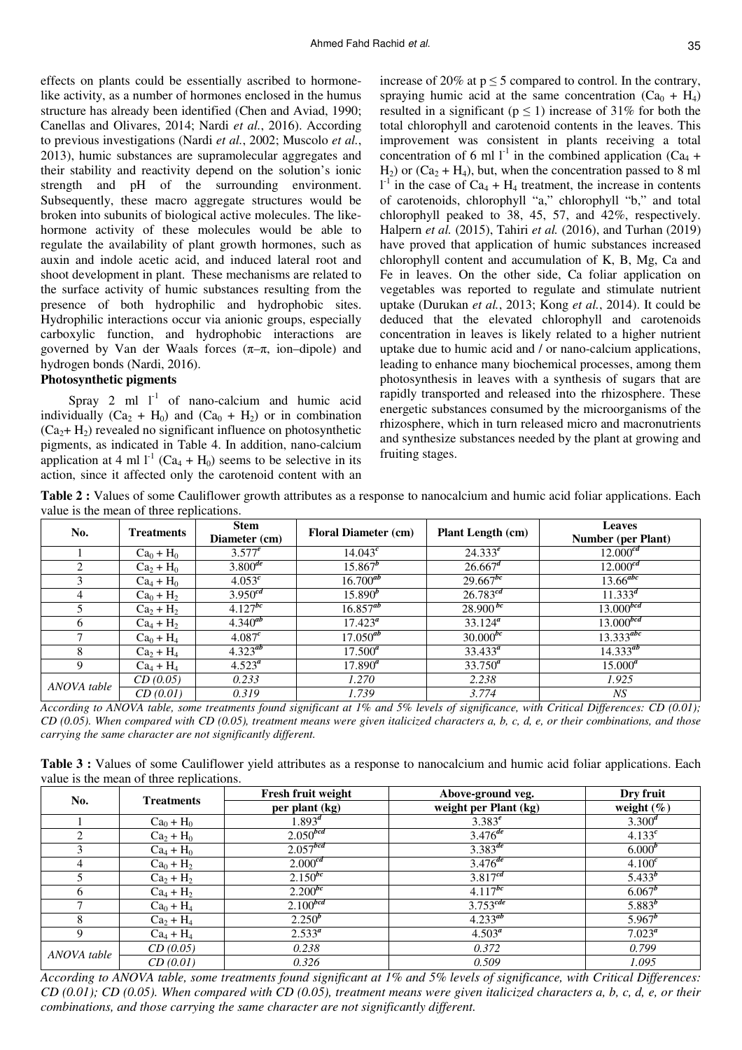effects on plants could be essentially ascribed to hormone-like activity, as a number of hormones enclosed in the humus structure has already been identified (Chen and Aviad, 1990; Canellas and Olivares, 2014; Nardi *et al.*, 2016). According to previous investigations (Nardi *et al.*, 2002; Muscolo *et al.*, 2013), humic substances are supramolecular aggregates and their stability and reactivity depend on the solution's ionic strength and pH of the surrounding environment. Subsequently, these macro aggregate structures would be broken into subunits of biological active molecules. The like-hormone activity of these molecules would be able to regulate the availability of plant growth hormones, such as auxin and indole acetic acid, and induced lateral root and shoot development in plant. These mechanisms are related to the surface activity of humic substances resulting from the presence of both hydrophilic and hydrophobic sites. Hydrophilic interactions occur via anionic groups, especially carboxylic function, and hydrophobic interactions are governed by Van der Waals forces (π–π, ion–dipole) and hydrogen bonds (Nardi, 2016).

**Photosynthetic pigments**

Spray 2 ml $l^{-1}$ of nano-calcium and humic acid individually ($Ca_2 + H_0$) and ($Ca_0 + H_2$) or in combination ($Ca_2 + H_2$) revealed no significant influence on photosynthetic pigments, as indicated in Table 4. In addition, nano-calcium application at 4 ml $l^{-1}$ ($Ca_4 + H_0$) seems to be selective in its action, since it affected only the carotenoid content with an increase of 20% at $p \leq 5$ compared to control. In the contrary, spraying humic acid at the same concentration ($Ca_0 + H_4$) resulted in a significant ($p \leq 1$) increase of 31% for both the total chlorophyll and carotenoid contents in the leaves. This improvement was consistent in plants receiving a total concentration of 6 ml $l^{-1}$ in the combined application ($Ca_4 + H_2$) or ($Ca_2 + H_4$), but, when the concentration passed to 8 ml $l^{-1}$ in the case of $Ca_4 + H_4$ treatment, the increase in contents of carotenoids, chlorophyll "a," chlorophyll "b," and total chlorophyll peaked to 38, 45, 57, and 42%, respectively. Halpern *et al.* (2015), Tahiri *et al.* (2016), and Turhan (2019) have proved that application of humic substances increased chlorophyll content and accumulation of K, B, Mg, Ca and Fe in leaves. On the other side, Ca foliar application on vegetables was reported to regulate and stimulate nutrient uptake (Durukan *et al.*, 2013; Kong *et al.*, 2014). It could be deduced that the elevated chlorophyll and carotenoids concentration in leaves is likely related to a higher nutrient uptake due to humic acid and / or nano-calcium applications, leading to enhance many biochemical processes, among them photosynthesis in leaves with a synthesis of sugars that are rapidly transported and released into the rhizosphere. These energetic substances consumed by the microorganisms of the rhizosphere, which in turn released micro and macronutrients and synthesize substances needed by the plant at growing and fruiting stages.

**Table 2 :** Values of some Cauliflower growth attributes as a response to nanocalcium and humic acid foliar applications. Each value is the mean of three replications.

| No. | Treatments | Stem Diameter (cm) | Floral Diameter (cm) | Plant Length (cm) | Leaves Number (per Plant) |
|---|---|---|---|---|---|
| 1 | $Ca_0 + H_0$ | $3.577^{e}$ | $14.043^{c}$ | $24.333^{e}$ | $12.000^{cd}$ |
| 2 | $Ca_2 + H_0$ | $3.800^{de}$ | $15.867^{b}$ | $26.667^{d}$ | $12.000^{cd}$ |
| 3 | $Ca_4 + H_0$ | $4.053^{c}$ | $16.700^{ab}$ | $29.667^{bc}$ | $13.66^{abc}$ |
| 4 | $Ca_0 + H_2$ | $3.950^{cd}$ | $15.890^{b}$ | $26.783^{cd}$ | $11.333^{d}$ |
| 5 | $Ca_2 + H_2$ | $4.127^{bc}$ | $16.857^{ab}$ | $28.900^{bc}$ | $13.000^{bcd}$ |
| 6 | $Ca_4 + H_2$ | $4.340^{ab}$ | $17.423^{a}$ | $33.124^{a}$ | $13.000^{bcd}$ |
| 7 | $Ca_0 + H_4$ | $4.087^{c}$ | $17.050^{ab}$ | $30.000^{bc}$ | $13.333^{abc}$ |
| 8 | $Ca_2 + H_4$ | $4.323^{ab}$ | $17.500^{a}$ | $33.433^{a}$ | $14.333^{ab}$ |
| 9 | $Ca_4 + H_4$ | $4.523^{a}$ | $17.890^{a}$ | $33.750^{a}$ | $15.000^{a}$ |
| *ANOVA table* | *CD (0.05)* | *0.233* | *1.270* | *2.238* | *1.925* |
| | *CD (0.01)* | *0.319* | *1.739* | *3.774* | *NS* |

*According to ANOVA table, some treatments found significant at 1% and 5% levels of significance, with Critical Differences: CD (0.01); CD (0.05). When compared with CD (0.05), treatment means were given italicized characters a, b, c, d, e, or their combinations, and those carrying the same character are not significantly different.*

**Table 3 :** Values of some Cauliflower yield attributes as a response to nanocalcium and humic acid foliar applications. Each value is the mean of three replications.

| No. | Treatments | Fresh fruit weight per plant (kg) | Above-ground veg. weight per Plant (kg) | Dry fruit weight (%) |
|---|---|---|---|---|
| 1 | $Ca_0 + H_0$ | $1.893^{d}$ | $3.383^{e}$ | $3.300^{d}$ |
| 2 | $Ca_2 + H_0$ | $2.050^{bcd}$ | $3.476^{de}$ | $4.133^{c}$ |
| 3 | $Ca_4 + H_0$ | $2.057^{bcd}$ | $3.383^{de}$ | $6.000^{b}$ |
| 4 | $Ca_0 + H_2$ | $2.000^{cd}$ | $3.476^{de}$ | $4.100^{c}$ |
| 5 | $Ca_2 + H_2$ | $2.150^{bc}$ | $3.817^{cd}$ | $5.433^{b}$ |
| 6 | $Ca_4 + H_2$ | $2.200^{bc}$ | $4.117^{bc}$ | $6.067^{b}$ |
| 7 | $Ca_0 + H_4$ | $2.100^{bcd}$ | $3.753^{cde}$ | $5.883^{b}$ |
| 8 | $Ca_2 + H_4$ | $2.250^{b}$ | $4.233^{ab}$ | $5.967^{b}$ |
| 9 | $Ca_4 + H_4$ | $2.533^{a}$ | $4.503^{a}$ | $7.023^{a}$ |
| *ANOVA table* | *CD (0.05)* | *0.238* | *0.372* | *0.799* |
| | *CD (0.01)* | *0.326* | *0.509* | *1.095* |

*According to ANOVA table, some treatments found significant at 1% and 5% levels of significance, with Critical Differences: CD (0.01); CD (0.05). When compared with CD (0.05), treatment means were given italicized characters a, b, c, d, e, or their combinations, and those carrying the same character are not significantly different.*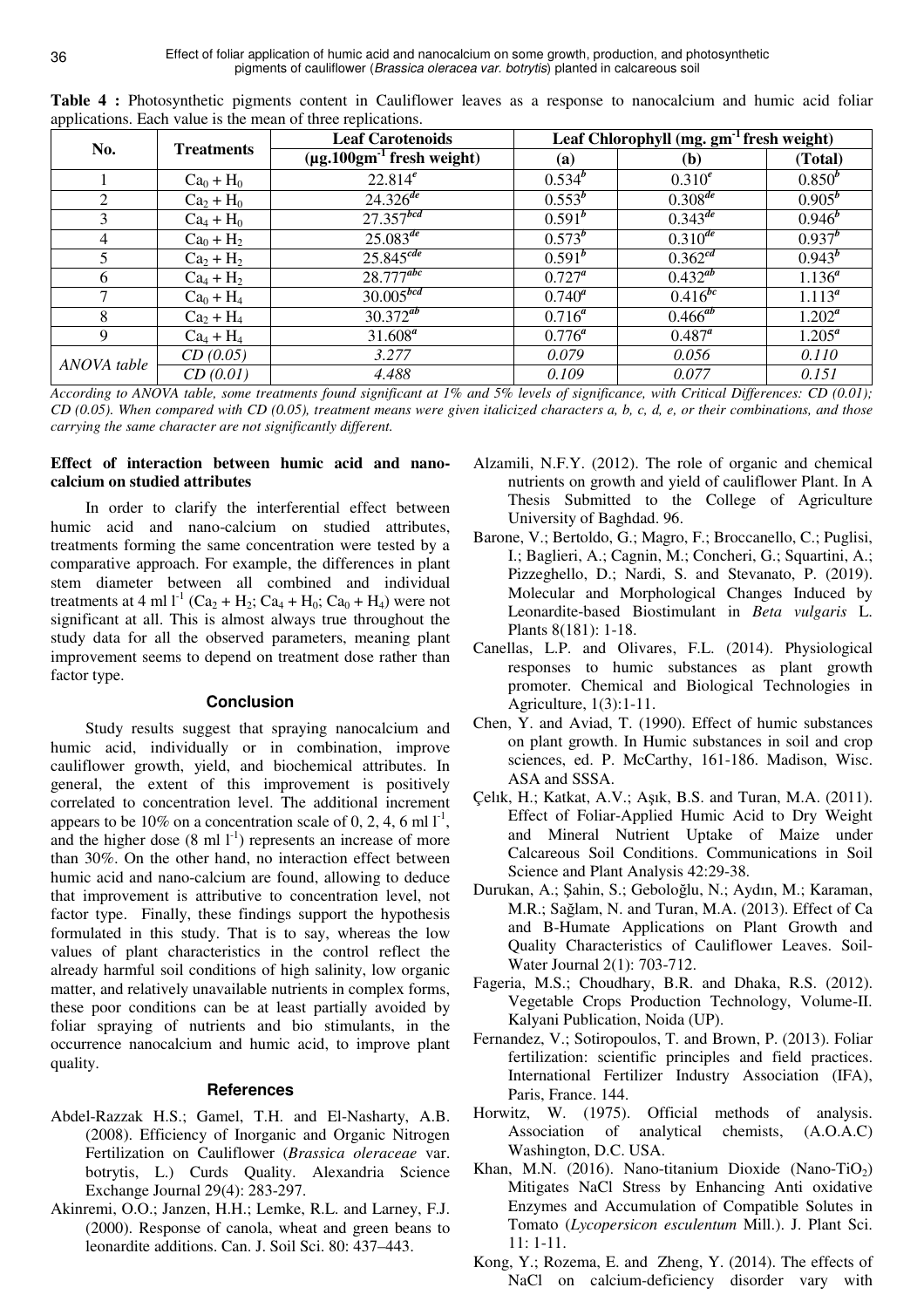**Table 4 :** Photosynthetic pigments content in Cauliflower leaves as a response to nanocalcium and humic acid foliar applications. Each value is the mean of three replications.

| No. | Treatments | Leaf Carotenoids ($\mu g.100gm^{-1}$ fresh weight) | Leaf Chlorophyll ($mg. gm^{-1}$ fresh weight) | | |
|---|---|---|---|---|---|
| | | | (a) | (b) | (Total) |
| 1 | $Ca_0 + H_0$ | $22.814^{e}$ | $0.534^{b}$ | $0.310^{e}$ | $0.850^{b}$ |
| 2 | $Ca_2 + H_0$ | $24.326^{de}$ | $0.553^{b}$ | $0.308^{de}$ | $0.905^{b}$ |
| 3 | $Ca_4 + H_0$ | $27.357^{bcd}$ | $0.591^{b}$ | $0.343^{de}$ | $0.946^{b}$ |
| 4 | $Ca_0 + H_2$ | $25.083^{de}$ | $0.573^{b}$ | $0.310^{de}$ | $0.937^{b}$ |
| 5 | $Ca_2 + H_2$ | $25.845^{cde}$ | $0.591^{b}$ | $0.362^{cd}$ | $0.943^{b}$ |
| 6 | $Ca_4 + H_2$ | $28.777^{abc}$ | $0.727^{a}$ | $0.432^{ab}$ | $1.136^{a}$ |
| 7 | $Ca_0 + H_4$ | $30.005^{bcd}$ | $0.740^{a}$ | $0.416^{bc}$ | $1.113^{a}$ |
| 8 | $Ca_2 + H_4$ | $30.372^{ab}$ | $0.716^{a}$ | $0.466^{ab}$ | $1.202^{a}$ |
| 9 | $Ca_4 + H_4$ | $31.608^{a}$ | $0.776^{a}$ | $0.487^{a}$ | $1.205^{a}$ |
| *ANOVA table* | *CD (0.05)* | *3.277* | *0.079* | *0.056* | *0.110* |
| | *CD (0.01)* | *4.488* | *0.109* | *0.077* | *0.151* |

*According to ANOVA table, some treatments found significant at 1% and 5% levels of significance, with Critical Differences: CD (0.01); CD (0.05). When compared with CD (0.05), treatment means were given italicized characters a, b, c, d, e, or their combinations, and those carrying the same character are not significantly different.*

**Effect of interaction between humic acid and nano-calcium on studied attributes**

In order to clarify the interferential effect between humic acid and nano-calcium on studied attributes, treatments forming the same concentration were tested by a comparative approach. For example, the differences in plant stem diameter between all combined and individual treatments at 4 ml $l^{-1}$ ($Ca_2 + H_2$; $Ca_4 + H_0$; $Ca_0 + H_4$) were not significant at all. This is almost always true throughout the study data for all the observed parameters, meaning plant improvement seems to depend on treatment dose rather than factor type.

## Conclusion

Study results suggest that spraying nanocalcium and humic acid, individually or in combination, improve cauliflower growth, yield, and biochemical attributes. In general, the extent of this improvement is positively correlated to concentration level. The additional increment appears to be 10% on a concentration scale of 0, 2, 4, 6 ml $l^{-1}$, and the higher dose (8 ml $l^{-1}$) represents an increase of more than 30%. On the other hand, no interaction effect between humic acid and nano-calcium are found, allowing to deduce that improvement is attributive to concentration level, not factor type. Finally, these findings support the hypothesis formulated in this study. That is to say, whereas the low values of plant characteristics in the control reflect the already harmful soil conditions of high salinity, low organic matter, and relatively unavailable nutrients in complex forms, these poor conditions can be at least partially avoided by foliar spraying of nutrients and bio stimulants, in the occurrence nanocalcium and humic acid, to improve plant quality.

## References

Abdel-Razzak H.S.; Gamel, T.H. and El-Nasharty, A.B. (2008). Efficiency of Inorganic and Organic Nitrogen Fertilization on Cauliflower (*Brassica oleraceae* var. botrytis, L.) Curds Quality. Alexandria Science Exchange Journal 29(4): 283-297.

Akinremi, O.O.; Janzen, H.H.; Lemke, R.L. and Larney, F.J. (2000). Response of canola, wheat and green beans to leonardite additions. Can. J. Soil Sci. 80: 437–443.

Alzamili, N.F.Y. (2012). The role of organic and chemical nutrients on growth and yield of cauliflower Plant. In A Thesis Submitted to the College of Agriculture University of Baghdad. 96.

Barone, V.; Bertoldo, G.; Magro, F.; Broccanello, C.; Puglisi, I.; Baglieri, A.; Cagnin, M.; Concheri, G.; Squartini, A.; Pizzeghello, D.; Nardi, S. and Stevanato, P. (2019). Molecular and Morphological Changes Induced by Leonardite-based Biostimulant in *Beta vulgaris* L. Plants 8(181): 1-18.

Canellas, L.P. and Olivares, F.L. (2014). Physiological responses to humic substances as plant growth promoter. Chemical and Biological Technologies in Agriculture, 1(3):1-11.

Chen, Y. and Aviad, T. (1990). Effect of humic substances on plant growth. In Humic substances in soil and crop sciences, ed. P. McCarthy, 161-186. Madison, Wisc. ASA and SSSA.

Çelık, H.; Katkat, A.V.; Aşık, B.S. and Turan, M.A. (2011). Effect of Foliar-Applied Humic Acid to Dry Weight and Mineral Nutrient Uptake of Maize under Calcareous Soil Conditions. Communications in Soil Science and Plant Analysis 42:29-38.

Durukan, A.; Şahin, S.; Geboloğlu, N.; Aydın, M.; Karaman, M.R.; Sağlam, N. and Turan, M.A. (2013). Effect of Ca and B-Humate Applications on Plant Growth and Quality Characteristics of Cauliflower Leaves. Soil-Water Journal 2(1): 703-712.

Fageria, M.S.; Choudhary, B.R. and Dhaka, R.S. (2012). Vegetable Crops Production Technology, Volume-II. Kalyani Publication, Noida (UP).

Fernandez, V.; Sotiropoulos, T. and Brown, P. (2013). Foliar fertilization: scientific principles and field practices. International Fertilizer Industry Association (IFA), Paris, France. 144.

Horwitz, W. (1975). Official methods of analysis. Association of analytical chemists, (A.O.A.C) Washington, D.C. USA.

Khan, M.N. (2016). Nano-titanium Dioxide (Nano-$TiO_2$) Mitigates NaCl Stress by Enhancing Anti oxidative Enzymes and Accumulation of Compatible Solutes in Tomato (*Lycopersicon esculentum* Mill.). J. Plant Sci. 11: 1-11.

Kong, Y.; Rozema, E. and Zheng, Y. (2014). The effects of NaCl on calcium-deficiency disorder vary with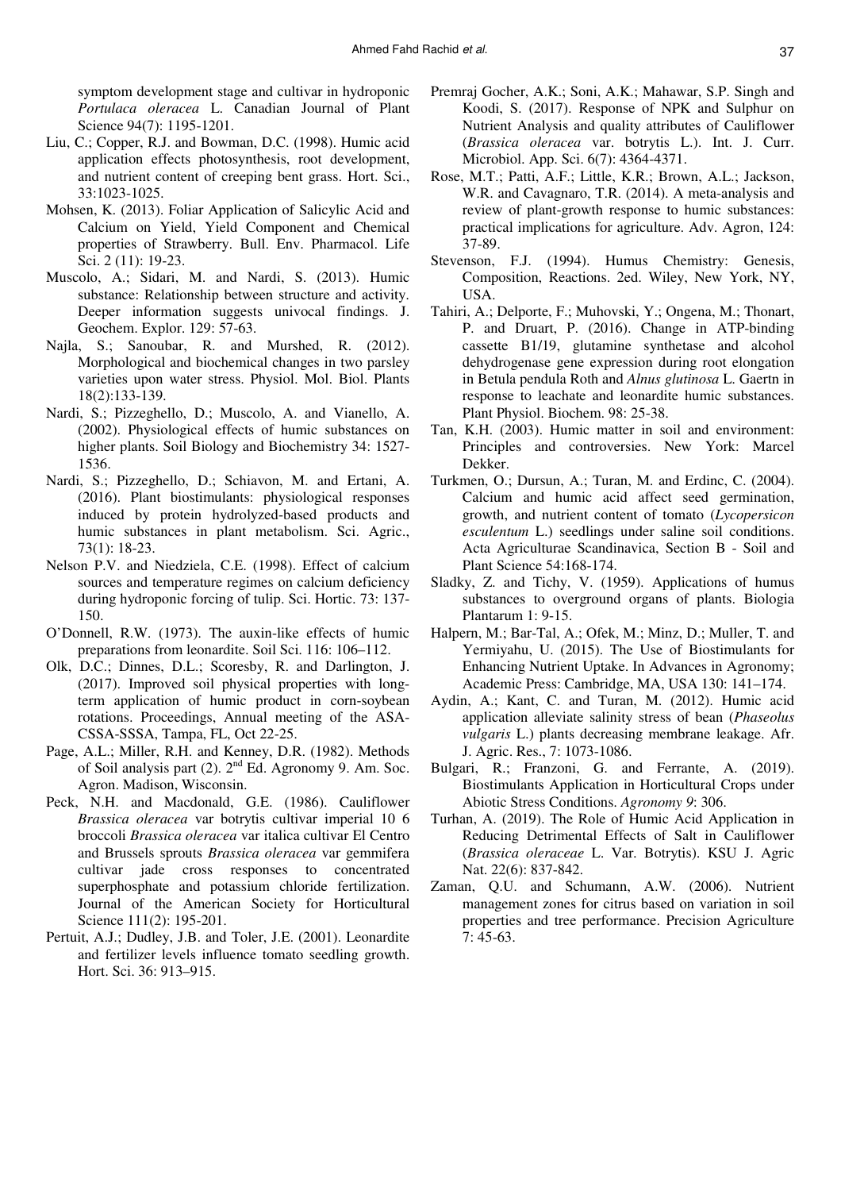symptom development stage and cultivar in hydroponic *Portulaca oleracea* L. Canadian Journal of Plant Science 94(7): 1195-1201.

Liu, C.; Copper, R.J. and Bowman, D.C. (1998). Humic acid application effects photosynthesis, root development, and nutrient content of creeping bent grass. Hort. Sci., 33:1023-1025.

Mohsen, K. (2013). Foliar Application of Salicylic Acid and Calcium on Yield, Yield Component and Chemical properties of Strawberry. Bull. Env. Pharmacol. Life Sci. 2 (11): 19-23.

Muscolo, A.; Sidari, M. and Nardi, S. (2013). Humic substance: Relationship between structure and activity. Deeper information suggests univocal findings. J. Geochem. Explor. 129: 57-63.

Najla, S.; Sanoubar, R. and Murshed, R. (2012). Morphological and biochemical changes in two parsley varieties upon water stress. Physiol. Mol. Biol. Plants 18(2):133-139.

Nardi, S.; Pizzeghello, D.; Muscolo, A. and Vianello, A. (2002). Physiological effects of humic substances on higher plants. Soil Biology and Biochemistry 34: 1527-1536.

Nardi, S.; Pizzeghello, D.; Schiavon, M. and Ertani, A. (2016). Plant biostimulants: physiological responses induced by protein hydrolyzed-based products and humic substances in plant metabolism. Sci. Agric., 73(1): 18-23.

Nelson P.V. and Niedziela, C.E. (1998). Effect of calcium sources and temperature regimes on calcium deficiency during hydroponic forcing of tulip. Sci. Hortic. 73: 137-150.

O'Donnell, R.W. (1973). The auxin-like effects of humic preparations from leonardite. Soil Sci. 116: 106–112.

Olk, D.C.; Dinnes, D.L.; Scoresby, R. and Darlington, J. (2017). Improved soil physical properties with long-term application of humic product in corn-soybean rotations. Proceedings, Annual meeting of the ASA-CSSA-SSSA, Tampa, FL, Oct 22-25.

Page, A.L.; Miller, R.H. and Kenney, D.R. (1982). Methods of Soil analysis part (2). 2nd Ed. Agronomy 9. Am. Soc. Agron. Madison, Wisconsin.

Peck, N.H. and Macdonald, G.E. (1986). Cauliflower *Brassica oleracea* var botrytis cultivar imperial 10 6 broccoli *Brassica oleracea* var italica cultivar El Centro and Brussels sprouts *Brassica oleracea* var gemmifera cultivar jade cross responses to concentrated superphosphate and potassium chloride fertilization. Journal of the American Society for Horticultural Science 111(2): 195-201.

Pertuit, A.J.; Dudley, J.B. and Toler, J.E. (2001). Leonardite and fertilizer levels influence tomato seedling growth. Hort. Sci. 36: 913–915.

Premraj Gocher, A.K.; Soni, A.K.; Mahawar, S.P. Singh and Koodi, S. (2017). Response of NPK and Sulphur on Nutrient Analysis and quality attributes of Cauliflower (*Brassica oleracea* var. botrytis L.). Int. J. Curr. Microbiol. App. Sci. 6(7): 4364-4371.

Rose, M.T.; Patti, A.F.; Little, K.R.; Brown, A.L.; Jackson, W.R. and Cavagnaro, T.R. (2014). A meta-analysis and review of plant-growth response to humic substances: practical implications for agriculture. Adv. Agron, 124: 37-89.

Stevenson, F.J. (1994). Humus Chemistry: Genesis, Composition, Reactions. 2ed. Wiley, New York, NY, USA.

Tahiri, A.; Delporte, F.; Muhovski, Y.; Ongena, M.; Thonart, P. and Druart, P. (2016). Change in ATP-binding cassette B1/19, glutamine synthetase and alcohol dehydrogenase gene expression during root elongation in Betula pendula Roth and *Alnus glutinosa* L. Gaertn in response to leachate and leonardite humic substances. Plant Physiol. Biochem. 98: 25-38.

Tan, K.H. (2003). Humic matter in soil and environment: Principles and controversies. New York: Marcel Dekker.

Turkmen, O.; Dursun, A.; Turan, M. and Erdinc, C. (2004). Calcium and humic acid affect seed germination, growth, and nutrient content of tomato (*Lycopersicon esculentum* L.) seedlings under saline soil conditions. Acta Agriculturae Scandinavica, Section B - Soil and Plant Science 54:168-174.

Sladky, Z. and Tichy, V. (1959). Applications of humus substances to overground organs of plants. Biologia Plantarum 1: 9-15.

Halpern, M.; Bar-Tal, A.; Ofek, M.; Minz, D.; Muller, T. and Yermiyahu, U. (2015). The Use of Biostimulants for Enhancing Nutrient Uptake. In Advances in Agronomy; Academic Press: Cambridge, MA, USA 130: 141–174.

Aydin, A.; Kant, C. and Turan, M. (2012). Humic acid application alleviate salinity stress of bean (*Phaseolus vulgaris* L.) plants decreasing membrane leakage. Afr. J. Agric. Res., 7: 1073-1086.

Bulgari, R.; Franzoni, G. and Ferrante, A. (2019). Biostimulants Application in Horticultural Crops under Abiotic Stress Conditions. *Agronomy 9*: 306.

Turhan, A. (2019). The Role of Humic Acid Application in Reducing Detrimental Effects of Salt in Cauliflower (*Brassica oleraceae* L. Var. Botrytis). KSU J. Agric Nat. 22(6): 837-842.

Zaman, Q.U. and Schumann, A.W. (2006). Nutrient management zones for citrus based on variation in soil properties and tree performance. Precision Agriculture 7: 45-63.